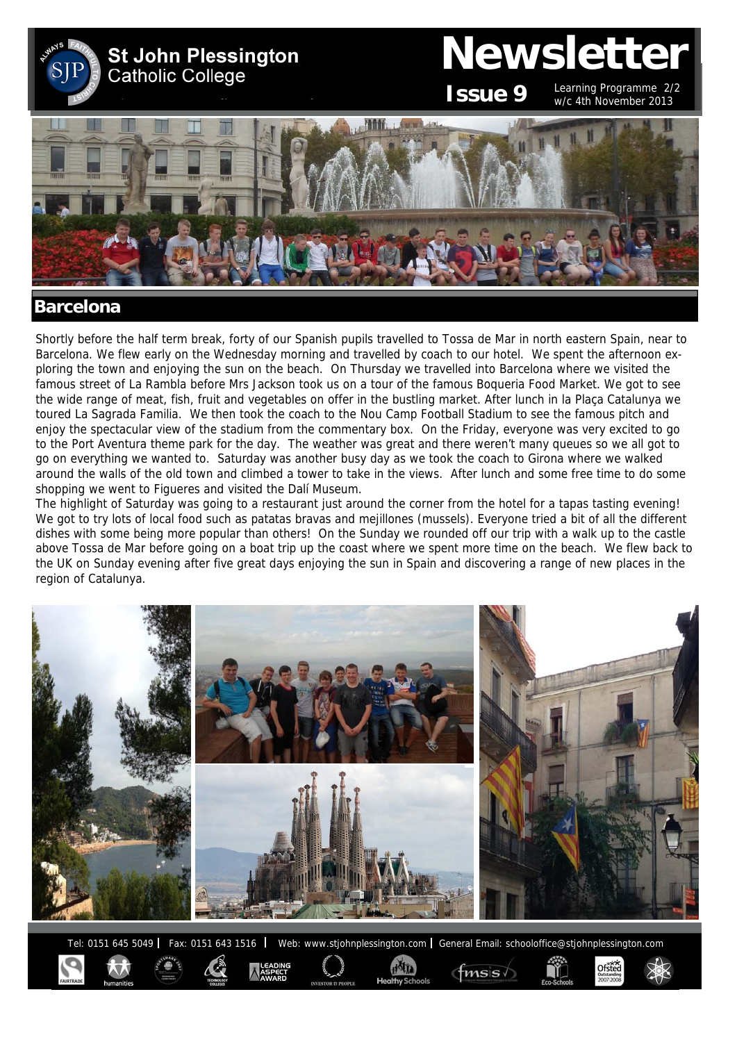# St John Plessington Catholic College

# Newsletter

**Issue 9** Learning Programme 2/2 w/c 4th November 2013

## Barcelona

Shortly before the half term break, forty of our Spanish pupils travelled to Tossa de Mar in north eastern Spain, near to Barcelona. We flew early on the Wednesday morning and travelled by coach to our hotel. We spent the afternoon exploring the town and enjoying the sun on the beach. On Thursday we travelled into Barcelona where we visited the famous street of La Rambla before Mrs Jackson took us on a tour of the famous Boqueria Food Market. We got to see the wide range of meat, fish, fruit and vegetables on offer in the bustling market. After lunch in la Plaça Catalunya we toured La Sagrada Familia. We then took the coach to the Nou Camp Football Stadium to see the famous pitch and enjoy the spectacular view of the stadium from the commentary box. On the Friday, everyone was very excited to go to the Port Aventura theme park for the day. The weather was great and there weren't many queues so we all got to go on everything we wanted to. Saturday was another busy day as we took the coach to Girona where we walked around the walls of the old town and climbed a tower to take in the views. After lunch and some free time to do some shopping we went to Figueres and visited the Dalí Museum.

The highlight of Saturday was going to a restaurant just around the corner from the hotel for a tapas tasting evening! We got to try lots of local food such as patatas bravas and mejillones (mussels). Everyone tried a bit of all the different dishes with some being more popular than others! On the Sunday we rounded off our trip with a walk up to the castle above Tossa de Mar before going on a boat trip up the coast where we spent more time on the beach. We flew back to the UK on Sunday evening after five great days enjoying the sun in Spain and discovering a range of new places in the region of Catalunya.

Tel: 0151 645 5049 | Fax: 0151 643 1516 | Web: www.stjohnplessington.com | General Email: schooloffice@stjohnplessington.com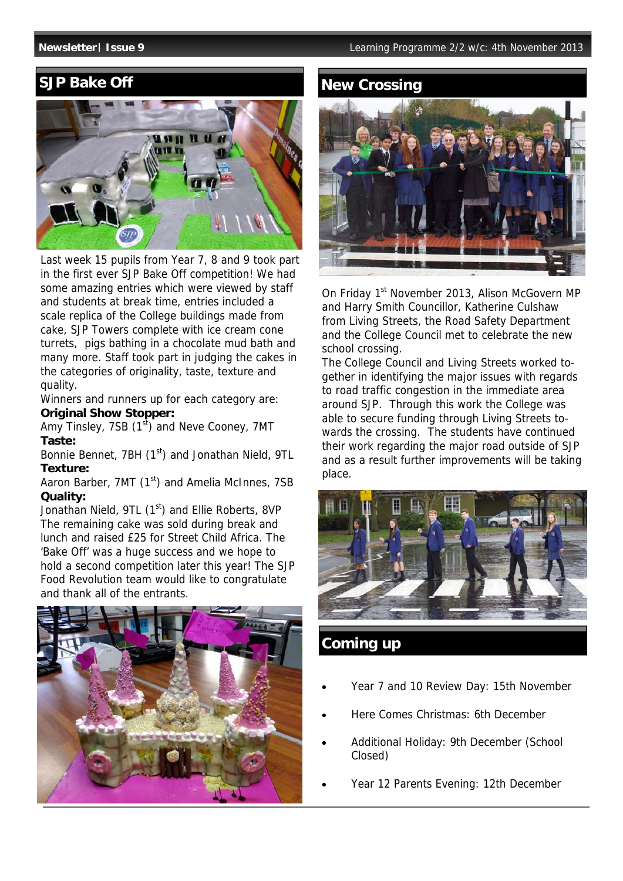## SJP Bake Off

Last week 15 pupils from Year 7, 8 and 9 took part in the first ever SJP Bake Off competition! We had some amazing entries which were viewed by staff and students at break time, entries included a scale replica of the College buildings made from cake, SJP Towers complete with ice cream cone turrets, pigs bathing in a chocolate mud bath and many more. Staff took part in judging the cakes in the categories of originality, taste, texture and quality.

Winners and runners up for each category are:

**Original Show Stopper:**
Amy Tinsley, 7SB (1st) and Neve Cooney, 7MT

**Taste:**
Bonnie Bennet, 7BH (1st) and Jonathan Nield, 9TL

**Texture:**
Aaron Barber, 7MT (1st) and Amelia McInnes, 7SB

**Quality:**
Jonathan Nield, 9TL (1st) and Ellie Roberts, 8VP

The remaining cake was sold during break and lunch and raised £25 for Street Child Africa. The 'Bake Off' was a huge success and we hope to hold a second competition later this year! The SJP Food Revolution team would like to congratulate and thank all of the entrants.

## New Crossing

On Friday 1st November 2013, Alison McGovern MP and Harry Smith Councillor, Katherine Culshaw from Living Streets, the Road Safety Department and the College Council met to celebrate the new school crossing.

The College Council and Living Streets worked together in identifying the major issues with regards to road traffic congestion in the immediate area around SJP. Through this work the College was able to secure funding through Living Streets towards the crossing. The students have continued their work regarding the major road outside of SJP and as a result further improvements will be taking place.

## Coming up

- Year 7 and 10 Review Day: 15th November
- Here Comes Christmas: 6th December
- Additional Holiday: 9th December (School Closed)
- Year 12 Parents Evening: 12th December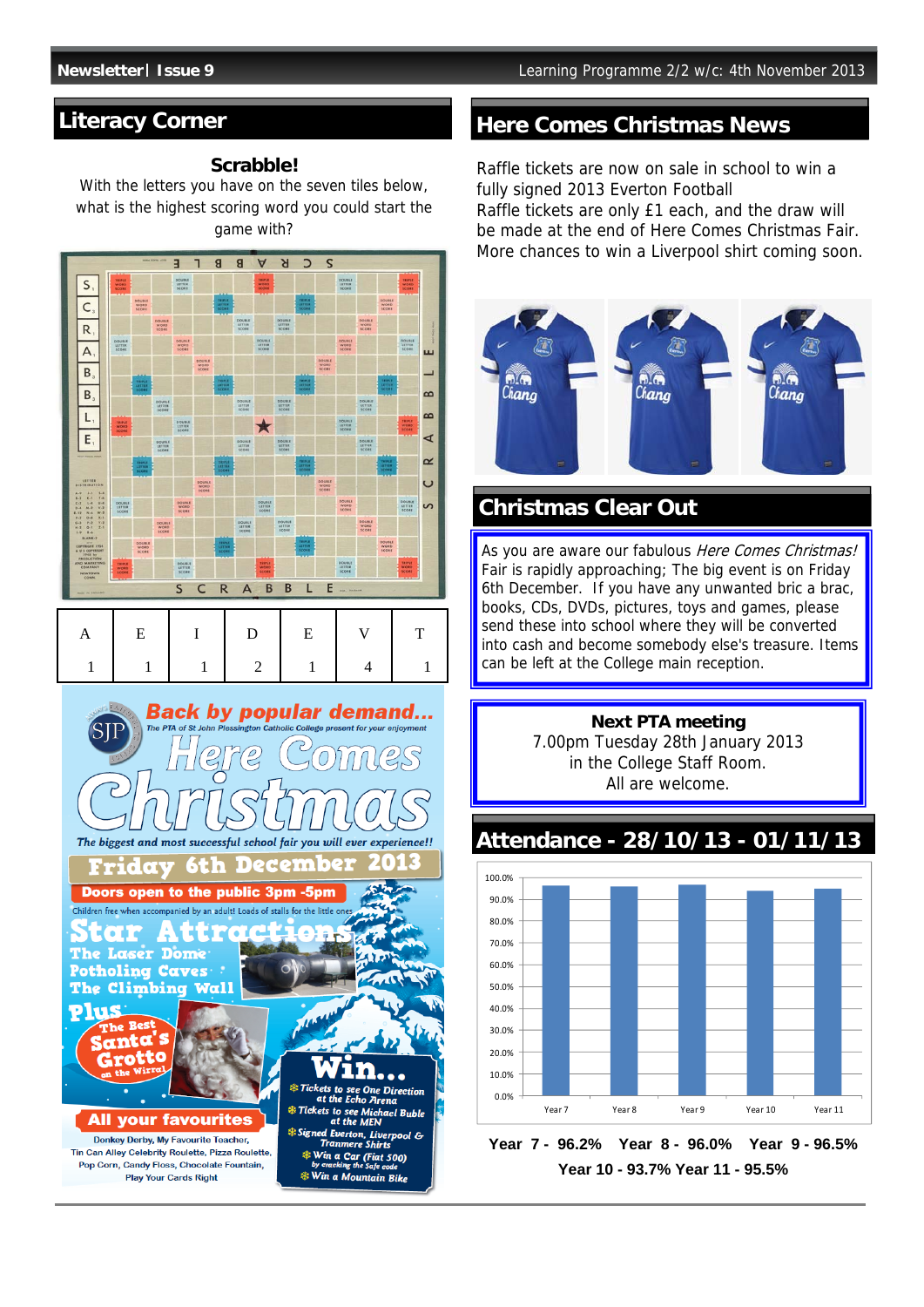## Literacy Corner

### Scrabble!

With the letters you have on the seven tiles below, what is the highest scoring word you could start the game with?

| A | E | I | D | E | V | T |
|---|---|---|---|---|---|---|
| 1 | 1 | 1 | 2 | 1 | 4 | 1 |

**Back by popular demand...**

The PTA of St John Plessington Catholic College present for your enjoyment

**Here Comes Christmas**

*The biggest and most successful school fair you will ever experience!!*

**Friday 6th December 2013**

**Doors open to the public 3pm -5pm**

Children free when accompanied by an adult! Loads of stalls for the little ones

**Star Attractions**

**The Laser Dome**

**Potholing Caves**

**The Climbing Wall**

**Plus**

**The Best Santa's Grotto on the Wirral**

**Win...**

- Tickets to see One Direction at the Echo Arena
- Tickets to see Michael Buble at the MEN
- Signed Everton, Liverpool & Tranmere Shirts
- Win a Car (Fiat 500) by cracking the Safe code
- Win a Mountain Bike

**All your favourites**

Donkey Derby, My Favourite Teacher, Tin Can Alley Celebrity Roulette, Pizza Roulette, Pop Corn, Candy Floss, Chocolate Fountain, Play Your Cards Right

## Here Comes Christmas News

Raffle tickets are now on sale in school to win a fully signed 2013 Everton Football

Raffle tickets are only £1 each, and the draw will be made at the end of Here Comes Christmas Fair. More chances to win a Liverpool shirt coming soon.

## Christmas Clear Out

As you are aware our fabulous *Here Comes Christmas!* Fair is rapidly approaching; The big event is on Friday 6th December. If you have any unwanted bric a brac, books, CDs, DVDs, pictures, toys and games, please send these into school where they will be converted into cash and become somebody else's treasure. Items can be left at the College main reception.

**Next PTA meeting**

7.00pm Tuesday 28th January 2013

in the College Staff Room.

All are welcome.

## Attendance - 28/10/13 - 01/11/13

**Year 7 - 96.2% Year 8 - 96.0% Year 9 - 96.5%**

**Year 10 - 93.7% Year 11 - 95.5%**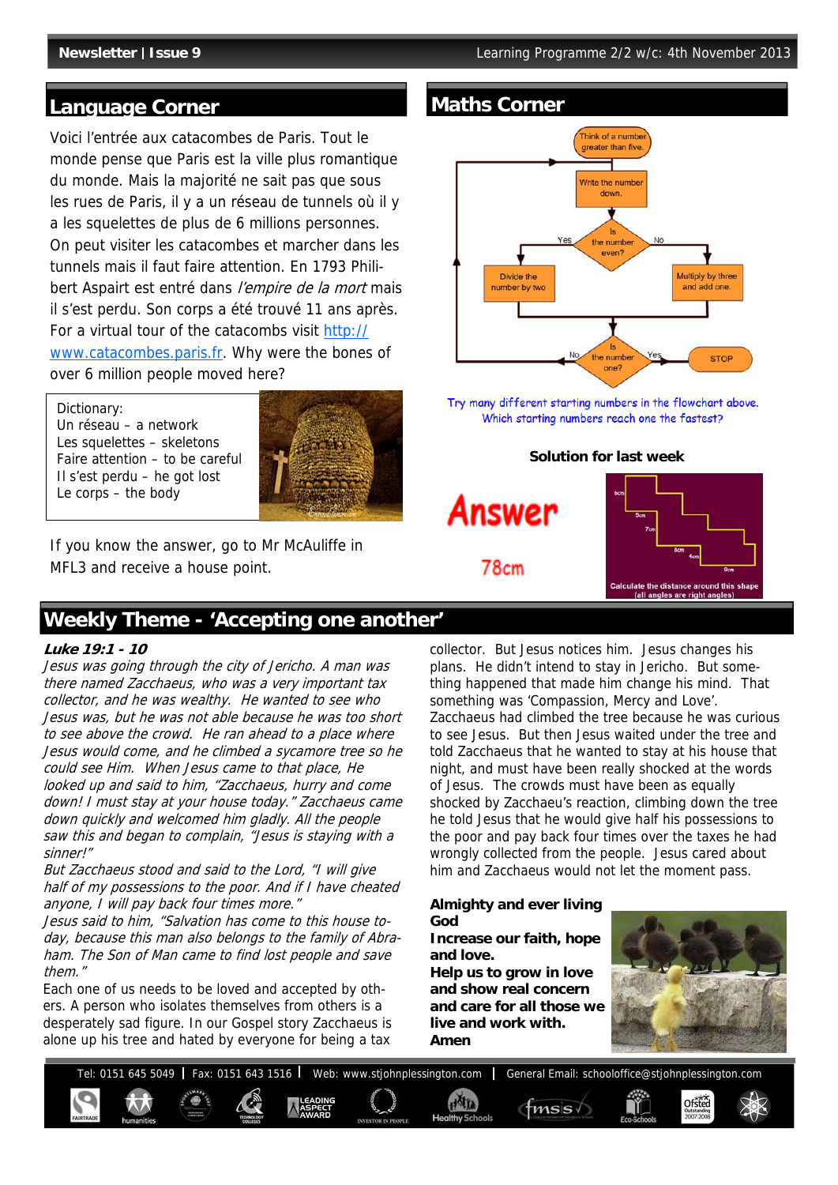Newsletter | Issue 9 — Learning Programme 2/2 w/c: 4th November 2013

## Language Corner

Voici l'entrée aux catacombes de Paris. Tout le monde pense que Paris est la ville plus romantique du monde. Mais la majorité ne sait pas que sous les rues de Paris, il y a un réseau de tunnels où il y a les squelettes de plus de 6 millions personnes. On peut visiter les catacombes et marcher dans les tunnels mais il faut faire attention. En 1793 Philibert Aspairt est entré dans *l'empire de la mort* mais il s'est perdu. Son corps a été trouvé 11 ans après. For a virtual tour of the catacombs visit http://www.catacombes.paris.fr. Why were the bones of over 6 million people moved here?

Dictionary:
Un réseau – a network
Les squelettes – skeletons
Faire attention – to be careful
Il s'est perdu – he got lost
Le corps – the body

If you know the answer, go to Mr McAuliffe in MFL3 and receive a house point.

## Maths Corner

Think of a number greater than five.
Write the number down.
Is the number even?
Yes
No
Divide the number by two
Multiply by three and add one.
Is the number one?
No
Yes
STOP

Try many different starting numbers in the flowchart above. Which starting numbers reach one the fastest?

**Solution for last week**

Answer

78cm

6cm
5cm
7cm
8cm
4cm
9cm
Calculate the distance around this shape (all angles are right angles)

## Weekly Theme - 'Accepting one another'

***Luke 19:1 - 10***

*Jesus was going through the city of Jericho. A man was there named Zacchaeus, who was a very important tax collector, and he was wealthy. He wanted to see who Jesus was, but he was not able because he was too short to see above the crowd. He ran ahead to a place where Jesus would come, and he climbed a sycamore tree so he could see Him. When Jesus came to that place, He looked up and said to him, "Zacchaeus, hurry and come down! I must stay at your house today." Zacchaeus came down quickly and welcomed him gladly. All the people saw this and began to complain, "Jesus is staying with a sinner!"*

*But Zacchaeus stood and said to the Lord, "I will give half of my possessions to the poor. And if I have cheated anyone, I will pay back four times more."*

*Jesus said to him, "Salvation has come to this house today, because this man also belongs to the family of Abraham. The Son of Man came to find lost people and save them."*

Each one of us needs to be loved and accepted by others. A person who isolates themselves from others is a desperately sad figure. In our Gospel story Zacchaeus is alone up his tree and hated by everyone for being a tax collector. But Jesus notices him. Jesus changes his plans. He didn't intend to stay in Jericho. But something happened that made him change his mind. That something was 'Compassion, Mercy and Love'. Zacchaeus had climbed the tree because he was curious to see Jesus. But then Jesus waited under the tree and told Zacchaeus that he wanted to stay at his house that night, and must have been really shocked at the words of Jesus. The crowds must have been as equally shocked by Zacchaeu's reaction, climbing down the tree he told Jesus that he would give half his possessions to the poor and pay back four times over the taxes he had wrongly collected from the people. Jesus cared about him and Zacchaeus would not let the moment pass.

**Almighty and ever living God**
**Increase our faith, hope and love.**
**Help us to grow in love and show real concern and care for all those we live and work with.**
**Amen**

Tel: 0151 645 5049 | Fax: 0151 643 1516 | Web: www.stjohnplessington.com | General Email: schooloffice@stjohnplessington.com